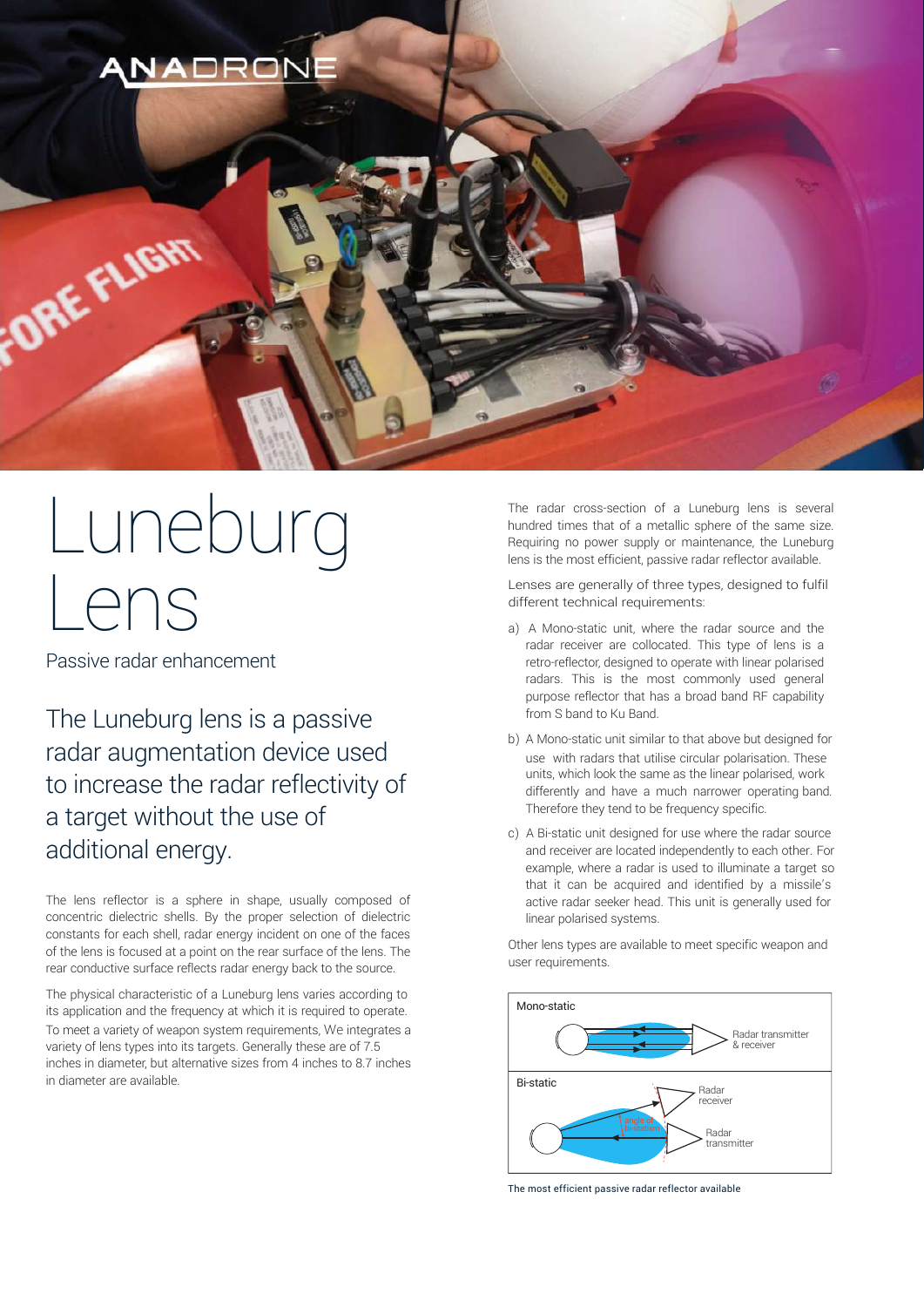# Luneburg Lens

Passive radar enhancement

## The Luneburg lens is a passive radar augmentation device used to increase the radar reflectivity of a target without the use of additional energy.

The lens reflector is a sphere in shape, usually composed of concentric dielectric shells. By the proper selection of dielectric constants for each shell, radar energy incident on one of the faces of the lens is focused at a point on the rear surface of the lens. The rear conductive surface reflects radar energy back to the source.

The physical characteristic of a Luneburg lens varies according to its application and the frequency at which it is required to operate. To meet a variety of weapon system requirements, We integrates a variety of lens types into its targets. Generally these are of 7.5 inches in diameter, but alternative sizes from 4 inches to 8.7 inches in diameter are available.

The radar cross-section of a Luneburg lens is several hundred times that of a metallic sphere of the same size. Requiring no power supply or maintenance, the Luneburg lens is the most efficient, passive radar reflector available.

Lenses are generally of three types, designed to fulfil different technical requirements:

a) A Mono-static unit, where the radar source and the radar receiver are collocated. This type of lens is a retro-reflector, designed to operate with linear polarised radars. This is the most commonly used general purpose reflector that has a broad band RF capability from S band to Ku Band.

b) A Mono-static unit similar to that above but designed for use with radars that utilise circular polarisation. These units, which look the same as the linear polarised, work differently and have a much narrower operating band. Therefore they tend to be frequency specific.

c) A Bi-static unit designed for use where the radar source and receiver are located independently to each other. For example, where a radar is used to illuminate a target so that it can be acquired and identified by a missile's active radar seeker head. This unit is generally used for linear polarised systems.

Other lens types are available to meet specific weapon and user requirements.

Mono-static

Radar transmitter & receiver

Bi-static

Radar receiver

angle of bi-station

Radar transmitter

The most efficient passive radar reflector available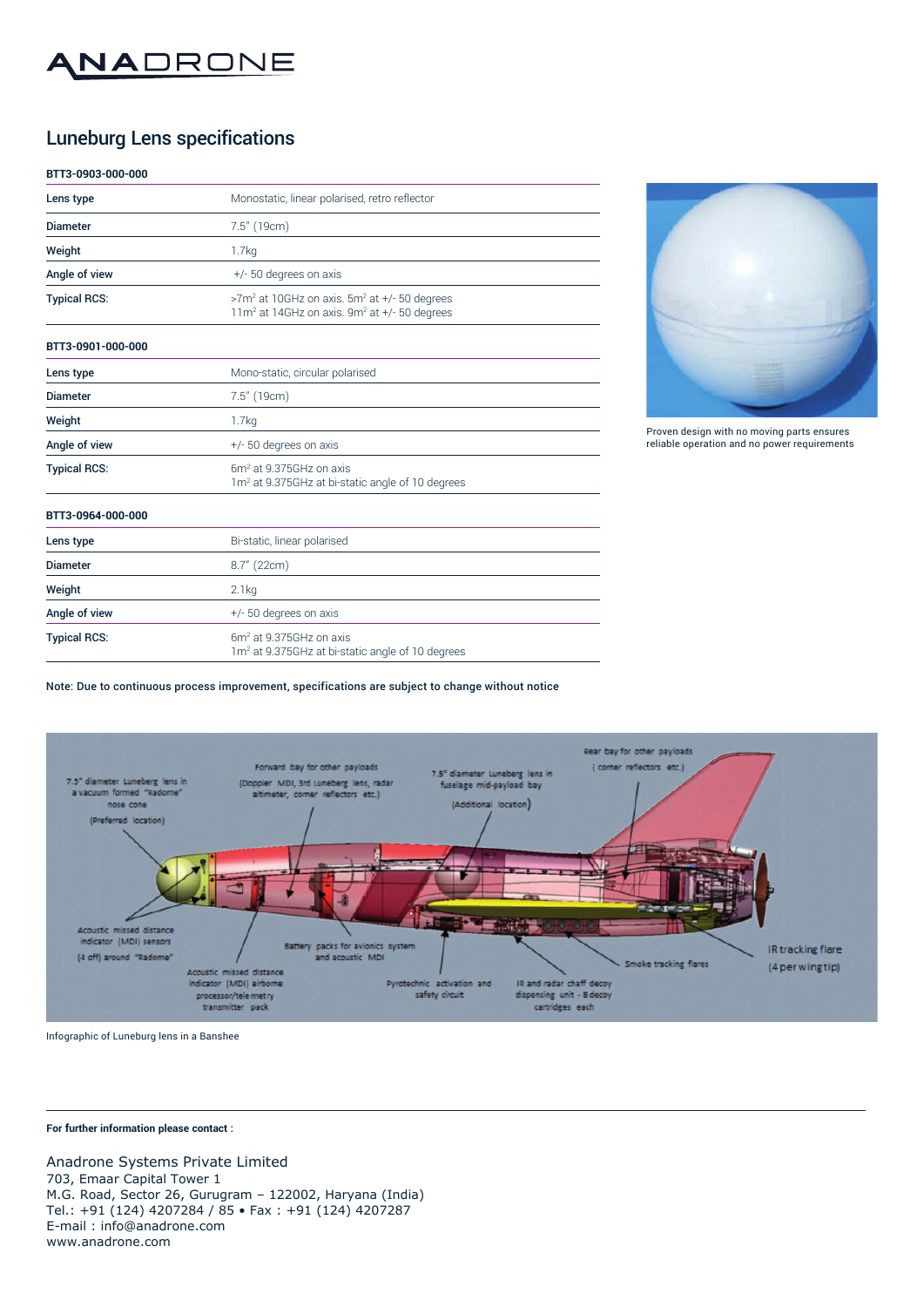## Luneburg Lens specifications

### BTT3-0903-000-000

| | |
|---|---|
| **Lens type** | Monostatic, linear polarised, retro reflector |
| **Diameter** | 7.5" (19cm) |
| **Weight** | 1.7kg |
| **Angle of view** | +/- 50 degrees on axis |
| **Typical RCS:** | >7m$^2$ at 10GHz on axis. 5m$^2$ at +/- 50 degrees<br>11m$^2$ at 14GHz on axis. 9m$^2$ at +/- 50 degrees |

### BTT3-0901-000-000

| | |
|---|---|
| **Lens type** | Mono-static, circular polarised |
| **Diameter** | 7.5" (19cm) |
| **Weight** | 1.7kg |
| **Angle of view** | +/- 50 degrees on axis |
| **Typical RCS:** | 6m$^2$ at 9.375GHz on axis<br>1m$^2$ at 9.375GHz at bi-static angle of 10 degrees |

### BTT3-0964-000-000

| | |
|---|---|
| **Lens type** | Bi-static, linear polarised |
| **Diameter** | 8.7" (22cm) |
| **Weight** | 2.1kg |
| **Angle of view** | +/- 50 degrees on axis |
| **Typical RCS:** | 6m$^2$ at 9.375GHz on axis<br>1m$^2$ at 9.375GHz at bi-static angle of 10 degrees |

Proven design with no moving parts ensures reliable operation and no power requirements

Note: Due to continuous process improvement, specifications are subject to change without notice

7.5" diameter Luneberg lens in a vacuum formed "Radome" nose cone (Preferred location)

Forward bay for other payloads (Doppler MDI, 3rd Luneberg lens, radar altimeter, corner reflectors etc.)

7.5" diameter Luneberg lens in fuselage mid-payload bay (Additional location)

Rear bay for other payloads (corner reflectors etc.)

Acoustic missed distance indicator (MDI) sensors (4 off) around "Radome"

Acoustic missed distance indicator (MDI) airborne processor/telemetry transmitter pack

Battery packs for avionics system and acoustic MDI

Pyrotechnic activation and safety circuit

IR and radar chaff decoy dispensing unit - 8 decoy cartridges each

Smoke tracking flares

IR tracking flare (4 per wing tip)

Infographic of Luneburg lens in a Banshee

**For further information please contact** :

Anadrone Systems Private Limited
703, Emaar Capital Tower 1
M.G. Road, Sector 26, Gurugram – 122002, Haryana (India)
Tel.: +91 (124) 4207284 / 85 • Fax : +91 (124) 4207287
E-mail : info@anadrone.com
www.anadrone.com